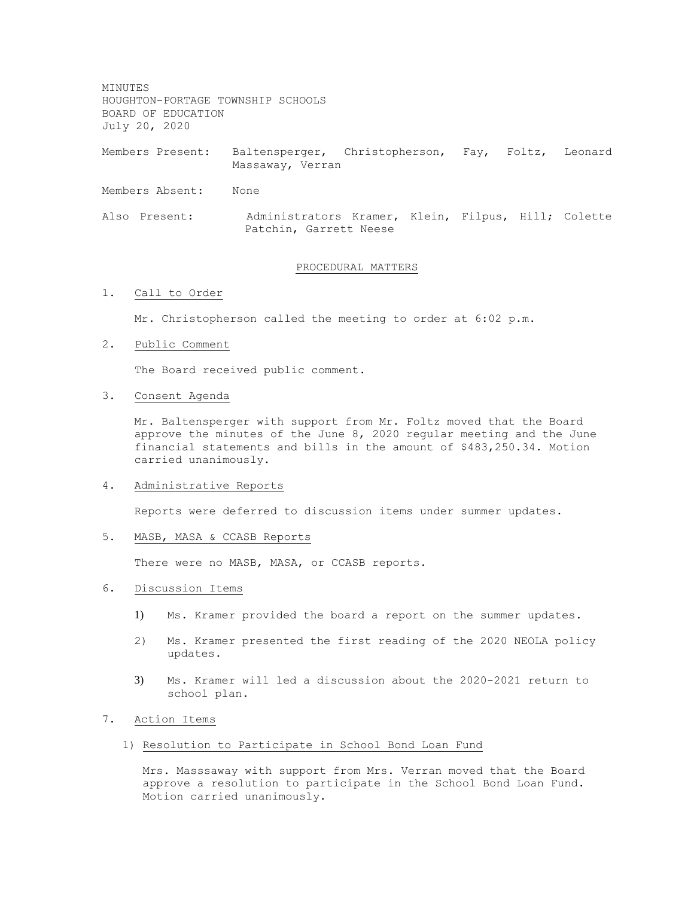MINUTES
HOUGHTON-PORTAGE TOWNSHIP SCHOOLS
BOARD OF EDUCATION
July 20, 2020

Members Present: Baltensperger, Christopherson, Fay, Foltz, Leonard Massaway, Verran

Members Absent: None

Also Present: Administrators Kramer, Klein, Filpus, Hill; Colette Patchin, Garrett Neese

## PROCEDURAL MATTERS

1. Call to Order

   Mr. Christopherson called the meeting to order at 6:02 p.m.

2. Public Comment

   The Board received public comment.

3. Consent Agenda

   Mr. Baltensperger with support from Mr. Foltz moved that the Board approve the minutes of the June 8, 2020 regular meeting and the June financial statements and bills in the amount of $483,250.34. Motion carried unanimously.

4. Administrative Reports

   Reports were deferred to discussion items under summer updates.

5. MASB, MASA & CCASB Reports

   There were no MASB, MASA, or CCASB reports.

6. Discussion Items

   1) Ms. Kramer provided the board a report on the summer updates.

   2) Ms. Kramer presented the first reading of the 2020 NEOLA policy updates.

   3) Ms. Kramer will led a discussion about the 2020-2021 return to school plan.

7. Action Items

   1) Resolution to Participate in School Bond Loan Fund

      Mrs. Masssaway with support from Mrs. Verran moved that the Board approve a resolution to participate in the School Bond Loan Fund. Motion carried unanimously.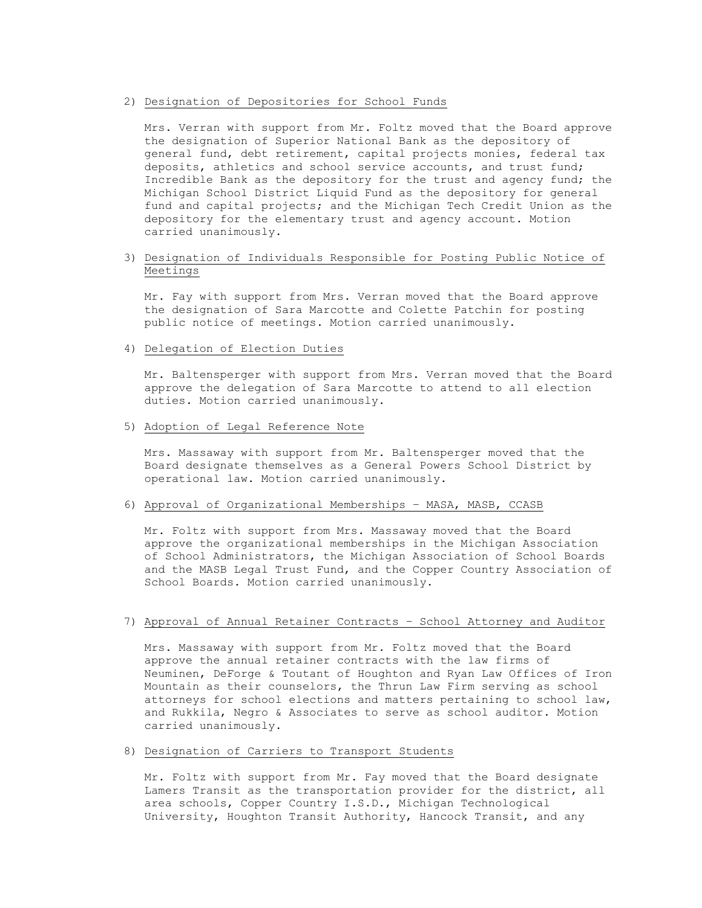2) Designation of Depositories for School Funds

Mrs. Verran with support from Mr. Foltz moved that the Board approve the designation of Superior National Bank as the depository of general fund, debt retirement, capital projects monies, federal tax deposits, athletics and school service accounts, and trust fund; Incredible Bank as the depository for the trust and agency fund; the Michigan School District Liquid Fund as the depository for general fund and capital projects; and the Michigan Tech Credit Union as the depository for the elementary trust and agency account. Motion carried unanimously.

3) Designation of Individuals Responsible for Posting Public Notice of Meetings

Mr. Fay with support from Mrs. Verran moved that the Board approve the designation of Sara Marcotte and Colette Patchin for posting public notice of meetings. Motion carried unanimously.

4) Delegation of Election Duties

Mr. Baltensperger with support from Mrs. Verran moved that the Board approve the delegation of Sara Marcotte to attend to all election duties. Motion carried unanimously.

5) Adoption of Legal Reference Note

Mrs. Massaway with support from Mr. Baltensperger moved that the Board designate themselves as a General Powers School District by operational law. Motion carried unanimously.

6) Approval of Organizational Memberships – MASA, MASB, CCASB

Mr. Foltz with support from Mrs. Massaway moved that the Board approve the organizational memberships in the Michigan Association of School Administrators, the Michigan Association of School Boards and the MASB Legal Trust Fund, and the Copper Country Association of School Boards. Motion carried unanimously.

7) Approval of Annual Retainer Contracts – School Attorney and Auditor

Mrs. Massaway with support from Mr. Foltz moved that the Board approve the annual retainer contracts with the law firms of Neuminen, DeForge & Toutant of Houghton and Ryan Law Offices of Iron Mountain as their counselors, the Thrun Law Firm serving as school attorneys for school elections and matters pertaining to school law, and Rukkila, Negro & Associates to serve as school auditor. Motion carried unanimously.

8) Designation of Carriers to Transport Students

Mr. Foltz with support from Mr. Fay moved that the Board designate Lamers Transit as the transportation provider for the district, all area schools, Copper Country I.S.D., Michigan Technological University, Houghton Transit Authority, Hancock Transit, and any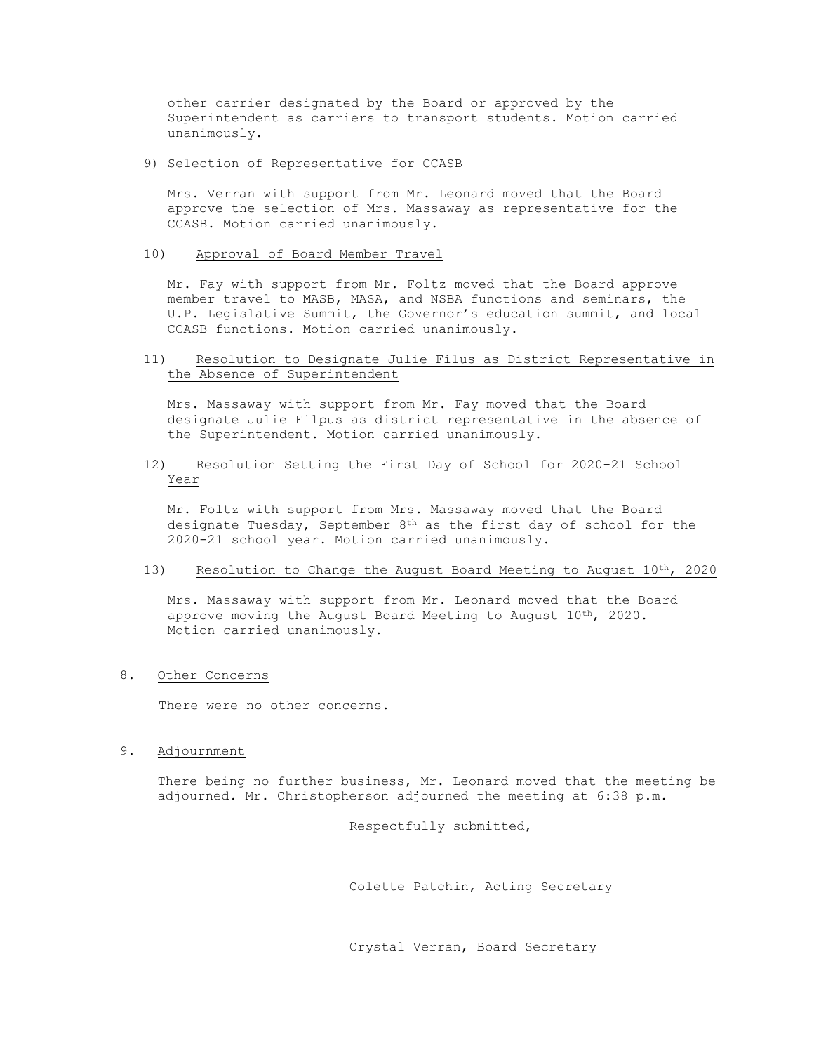other carrier designated by the Board or approved by the Superintendent as carriers to transport students. Motion carried unanimously.

9) Selection of Representative for CCASB

Mrs. Verran with support from Mr. Leonard moved that the Board approve the selection of Mrs. Massaway as representative for the CCASB. Motion carried unanimously.

10) Approval of Board Member Travel

Mr. Fay with support from Mr. Foltz moved that the Board approve member travel to MASB, MASA, and NSBA functions and seminars, the U.P. Legislative Summit, the Governor's education summit, and local CCASB functions. Motion carried unanimously.

11) Resolution to Designate Julie Filus as District Representative in the Absence of Superintendent

Mrs. Massaway with support from Mr. Fay moved that the Board designate Julie Filpus as district representative in the absence of the Superintendent. Motion carried unanimously.

12) Resolution Setting the First Day of School for 2020-21 School Year

Mr. Foltz with support from Mrs. Massaway moved that the Board designate Tuesday, September 8th as the first day of school for the 2020-21 school year. Motion carried unanimously.

13) Resolution to Change the August Board Meeting to August 10th, 2020

Mrs. Massaway with support from Mr. Leonard moved that the Board approve moving the August Board Meeting to August 10th, 2020. Motion carried unanimously.

8. Other Concerns

There were no other concerns.

9. Adjournment

There being no further business, Mr. Leonard moved that the meeting be adjourned. Mr. Christopherson adjourned the meeting at 6:38 p.m.

Respectfully submitted,

Colette Patchin, Acting Secretary

Crystal Verran, Board Secretary